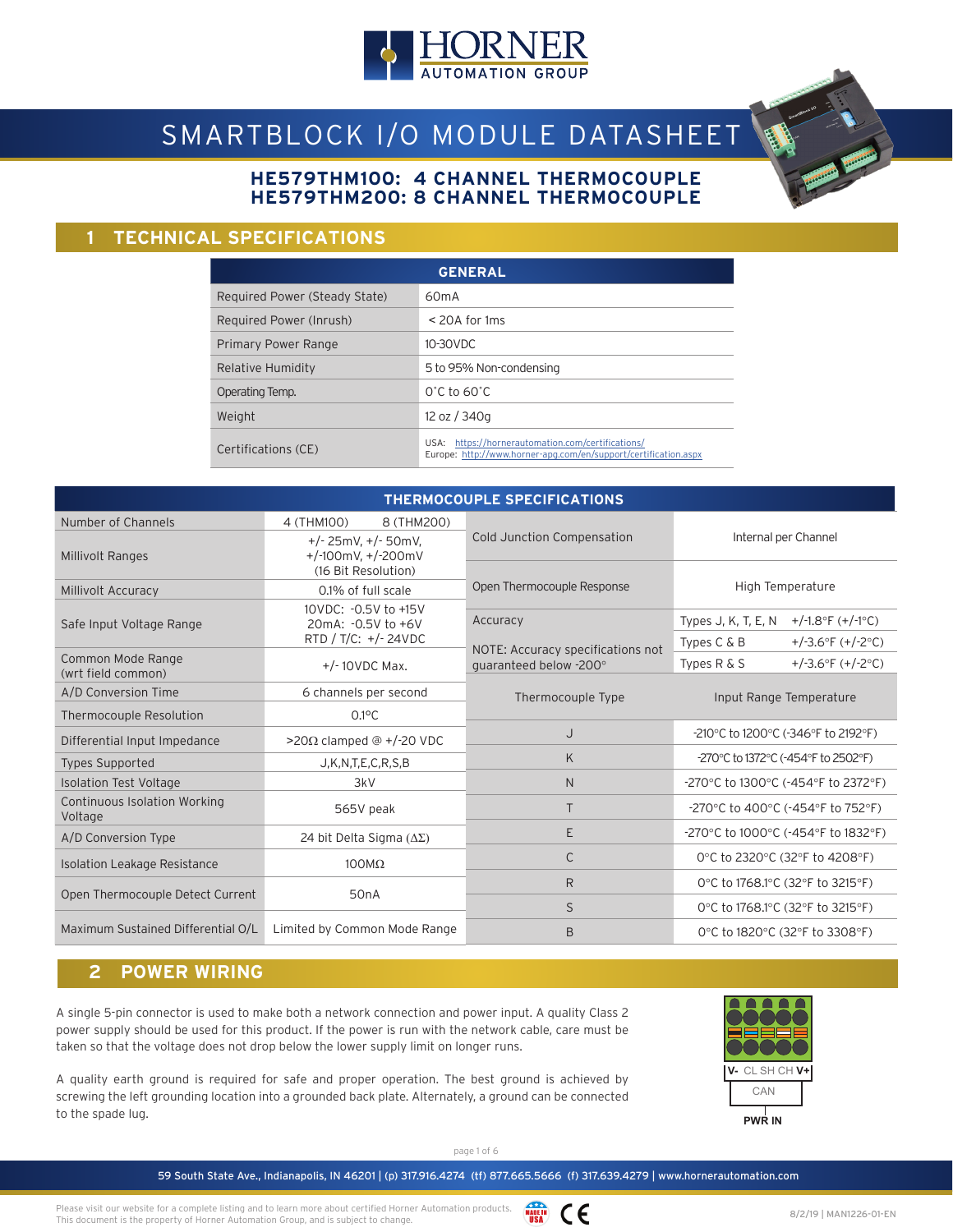# SMARTBLOCK I/O MODULE DATASHEET

## HE579THM100: 4 CHANNEL THERMOCOUPLE
## HE579THM200: 8 CHANNEL THERMOCOUPLE

## 1 TECHNICAL SPECIFICATIONS

| GENERAL | |
|---|---|
| Required Power (Steady State) | 60mA |
| Required Power (Inrush) | < 20A for 1ms |
| Primary Power Range | 10-30VDC |
| Relative Humidity | 5 to 95% Non-condensing |
| Operating Temp. | 0˚C to 60˚C |
| Weight | 12 oz / 340g |
| Certifications (CE) | USA: https://hornerautomation.com/certifications/ Europe: http://www.horner-apg.com/en/support/certification.aspx |

| THERMOCOUPLE SPECIFICATIONS | |
|---|---|
| Number of Channels | 4 (THM100) 8 (THM200) |
| Millivolt Ranges | +/- 25mV, +/- 50mV, +/-100mV, +/-200mV (16 Bit Resolution) |
| Millivolt Accuracy | 0.1% of full scale |
| Safe Input Voltage Range | 10VDC: -0.5V to +15V 20mA: -0.5V to +6V RTD / T/C: +/- 24VDC |
| Common Mode Range (wrt field common) | +/- 10VDC Max. |
| A/D Conversion Time | 6 channels per second |
| Thermocouple Resolution | 0.1ºC |
| Differential Input Impedance | >20Ω clamped @ +/-20 VDC |
| Types Supported | J,K,N,T,E,C,R,S,B |
| Isolation Test Voltage | 3kV |
| Continuous Isolation Working Voltage | 565V peak |
| A/D Conversion Type | 24 bit Delta Sigma (ΔΣ) |
| Isolation Leakage Resistance | 100MΩ |
| Open Thermocouple Detect Current | 50nA |
| Maximum Sustained Differential O/L | Limited by Common Mode Range |

| Specification | Value |
|---|---|
| Cold Junction Compensation | Internal per Channel |
| Open Thermocouple Response | High Temperature |
| Accuracy<br>NOTE: Accuracy specifications not guaranteed below -200° | Types J, K, T, E, N +/-1.8°F (+/-1°C)<br>Types C & B +/-3.6°F (+/-2°C)<br>Types R & S +/-3.6°F (+/-2°C) |

| Thermocouple Type | Input Range Temperature |
|---|---|
| J | -210°C to 1200°C (-346°F to 2192°F) |
| K | -270°C to 1372°C (-454°F to 2502°F) |
| N | -270°C to 1300°C (-454°F to 2372°F) |
| T | -270°C to 400°C (-454°F to 752°F) |
| E | -270°C to 1000°C (-454°F to 1832°F) |
| C | 0°C to 2320°C (32°F to 4208°F) |
| R | 0°C to 1768.1°C (32°F to 3215°F) |
| S | 0°C to 1768.1°C (32°F to 3215°F) |
| B | 0°C to 1820°C (32°F to 3308°F) |

## 2 POWER WIRING

A single 5-pin connector is used to make both a network connection and power input. A quality Class 2 power supply should be used for this product. If the power is run with the network cable, care must be taken so that the voltage does not drop below the lower supply limit on longer runs.

A quality earth ground is required for safe and proper operation. The best ground is achieved by screwing the left grounding location into a grounded back plate. Alternately, a ground can be connected to the spade lug.

V- CL SH CH V+

CAN

PWR IN

59 South State Ave., Indianapolis, IN 46201 | (p) 317.916.4274 (tf) 877.665.5666 (f) 317.639.4279 | www.hornerautomation.com

Please visit our website for a complete listing and to learn more about certified Horner Automation products. This document is the property of Horner Automation Group, and is subject to change.

8/2/19 | MAN1226-01-EN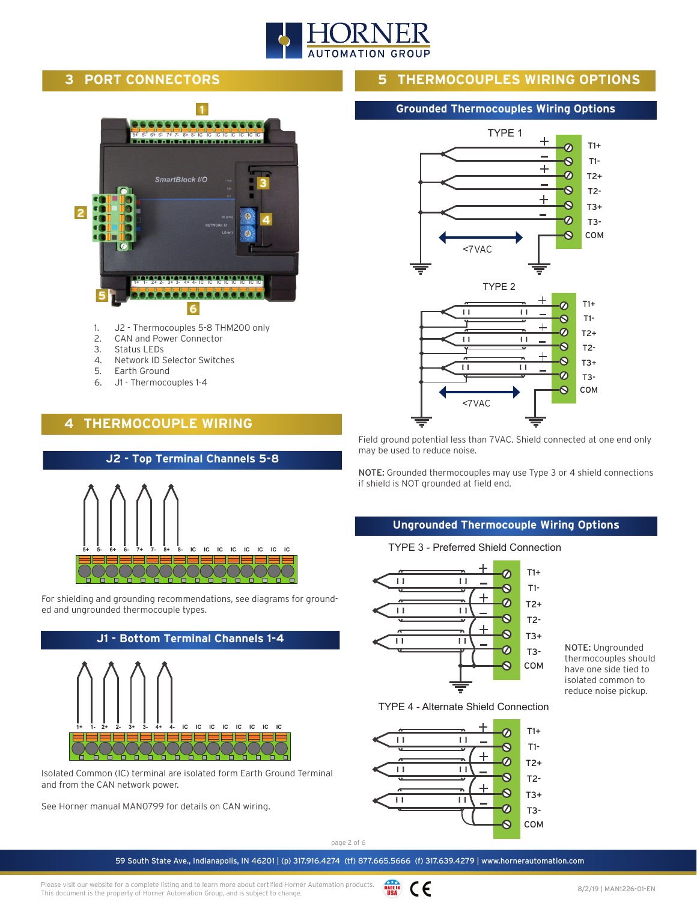## 3 PORT CONNECTORS

1. J2 - Thermocouples 5-8 THM200 only
2. CAN and Power Connector
3. Status LEDs
4. Network ID Selector Switches
5. Earth Ground
6. J1 - Thermocouples 1-4

## 4 THERMOCOUPLE WIRING

### J2 - Top Terminal Channels 5-8

For shielding and grounding recommendations, see diagrams for grounded and ungrounded thermocouple types.

### J1 - Bottom Terminal Channels 1-4

Isolated Common (IC) terminal are isolated form Earth Ground Terminal and from the CAN network power.

See Horner manual MAN0799 for details on CAN wiring.

## 5 THERMOCOUPLES WIRING OPTIONS

### Grounded Thermocouples Wiring Options

TYPE 1

TYPE 2

Field ground potential less than 7VAC. Shield connected at one end only may be used to reduce noise.

**NOTE:** Grounded thermocouples may use Type 3 or 4 shield connections if shield is NOT grounded at field end.

### Ungrounded Thermocouple Wiring Options

TYPE 3 - Preferred Shield Connection

TYPE 4 - Alternate Shield Connection

**NOTE:** Ungrounded thermocouples should have one side tied to isolated common to reduce noise pickup.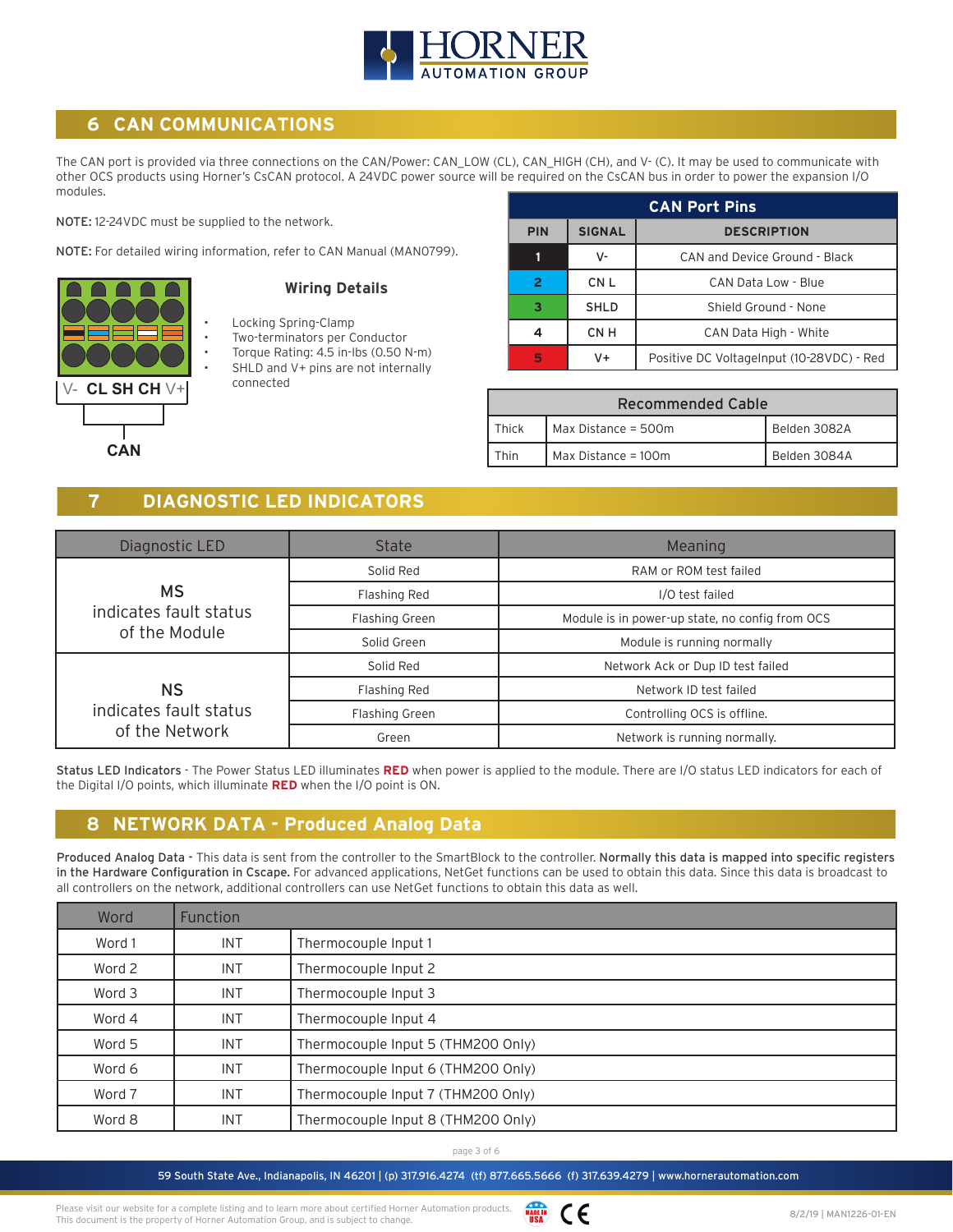## 6 CAN COMMUNICATIONS

The CAN port is provided via three connections on the CAN/Power: CAN_LOW (CL), CAN_HIGH (CH), and V- (C). It may be used to communicate with other OCS products using Horner's CsCAN protocol. A 24VDC power source will be required on the CsCAN bus in order to power the expansion I/O modules.

NOTE: 12-24VDC must be supplied to the network.

NOTE: For detailed wiring information, refer to CAN Manual (MAN0799).

V- CL SH CH V+

CAN

### Wiring Details

- Locking Spring-Clamp
- Two-terminators per Conductor
- Torque Rating: 4.5 in-lbs (0.50 N-m)
- SHLD and V+ pins are not internally connected

| CAN Port Pins | | |
|---|---|---|
| PIN | SIGNAL | DESCRIPTION |
| 1 | V- | CAN and Device Ground - Black |
| 2 | CN L | CAN Data Low - Blue |
| 3 | SHLD | Shield Ground - None |
| 4 | CN H | CAN Data High - White |
| 5 | V+ | Positive DC VoltageInput (10-28VDC) - Red |

| Recommended Cable | | |
|---|---|---|
| Thick | Max Distance = 500m | Belden 3082A |
| Thin | Max Distance = 100m | Belden 3084A |

## 7 DIAGNOSTIC LED INDICATORS

| Diagnostic LED | State | Meaning |
|---|---|---|
| MS indicates fault status of the Module | Solid Red | RAM or ROM test failed |
| | Flashing Red | I/O test failed |
| | Flashing Green | Module is in power-up state, no config from OCS |
| | Solid Green | Module is running normally |
| NS indicates fault status of the Network | Solid Red | Network Ack or Dup ID test failed |
| | Flashing Red | Network ID test failed |
| | Flashing Green | Controlling OCS is offline. |
| | Green | Network is running normally. |

**Status LED Indicators** - The Power Status LED illuminates **RED** when power is applied to the module. There are I/O status LED indicators for each of the Digital I/O points, which illuminate **RED** when the I/O point is ON.

## 8 NETWORK DATA - Produced Analog Data

**Produced Analog Data** - This data is sent from the controller to the SmartBlock to the controller. **Normally this data is mapped into specific registers in the Hardware Configuration in Cscape.** For advanced applications, NetGet functions can be used to obtain this data. Since this data is broadcast to all controllers on the network, additional controllers can use NetGet functions to obtain this data as well.

| Word | Function | |
|---|---|---|
| Word 1 | INT | Thermocouple Input 1 |
| Word 2 | INT | Thermocouple Input 2 |
| Word 3 | INT | Thermocouple Input 3 |
| Word 4 | INT | Thermocouple Input 4 |
| Word 5 | INT | Thermocouple Input 5 (THM200 Only) |
| Word 6 | INT | Thermocouple Input 6 (THM200 Only) |
| Word 7 | INT | Thermocouple Input 7 (THM200 Only) |
| Word 8 | INT | Thermocouple Input 8 (THM200 Only) |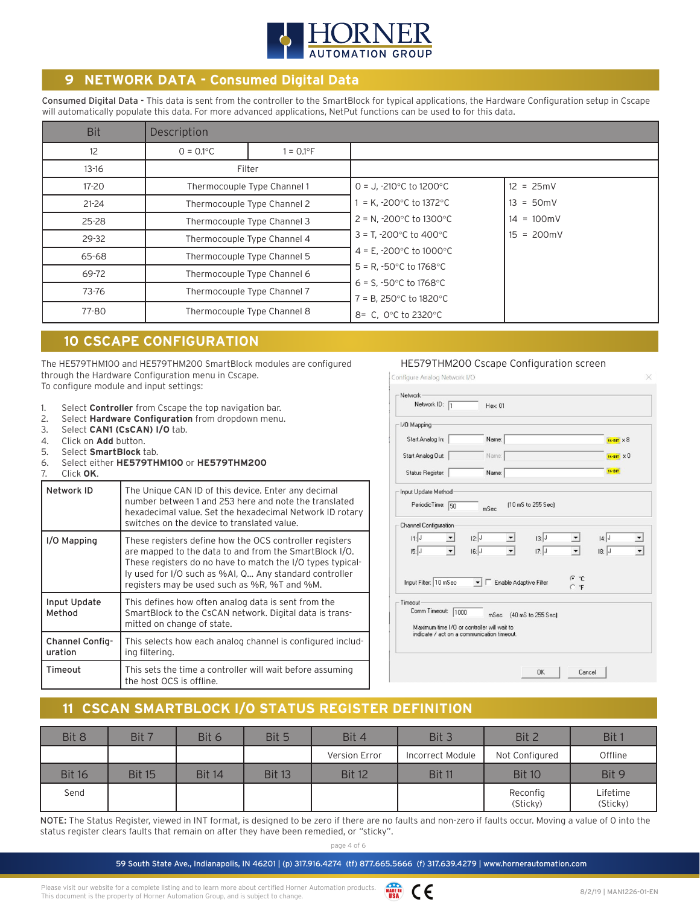## 9 NETWORK DATA - Consumed Digital Data

**Consumed Digital Data** - This data is sent from the controller to the SmartBlock for typical applications, the Hardware Configuration setup in Cscape will automatically populate this data. For more advanced applications, NetPut functions can be used to for this data.

| Bit | Description | | | |
|---|---|---|---|---|
| 12 | 0 = 0.1°C | 1 = 0.1°F | | |
| 13-16 | Filter | | | |
| 17-20 | Thermocouple Type Channel 1 | | 0 = J, -210°C to 1200°C | 12 = 25mV |
| 21-24 | Thermocouple Type Channel 2 | | 1 = K, -200°C to 1372°C | 13 = 50mV |
| 25-28 | Thermocouple Type Channel 3 | | 2 = N, -200°C to 1300°C | 14 = 100mV |
| 29-32 | Thermocouple Type Channel 4 | | 3 = T, -200°C to 400°C | 15 = 200mV |
| 65-68 | Thermocouple Type Channel 5 | | 4 = E, -200°C to 1000°C | |
| 69-72 | Thermocouple Type Channel 6 | | 5 = R, -50°C to 1768°C | |
| 73-76 | Thermocouple Type Channel 7 | | 6 = S, -50°C to 1768°C<br>7 = B, 250°C to 1820°C | |
| 77-80 | Thermocouple Type Channel 8 | | 8= C, 0°C to 2320°C | |

## 10 CSCAPE CONFIGURATION

The HE579THM100 and HE579THM200 SmartBlock modules are configured through the Hardware Configuration menu in Cscape.
To configure module and input settings:

1. Select **Controller** from Cscape the top navigation bar.
2. Select **Hardware Configuration** from dropdown menu.
3. Select **CAN1 (CsCAN) I/O** tab.
4. Click on **Add** button.
5. Select **SmartBlock** tab.
6. Select either **HE579THM100** or **HE579THM200**
7. Click **OK**.

| | |
|---|---|
| **Network ID** | The Unique CAN ID of this device. Enter any decimal number between 1 and 253 here and note the translated hexadecimal value. Set the hexadecimal Network ID rotary switches on the device to translated value. |
| **I/O Mapping** | These registers define how the OCS controller registers are mapped to the data to and from the SmartBlock I/O. These registers do no have to match the I/O types typically used for I/O such as %AI, Q... Any standard controller registers may be used such as %R, %T and %M. |
| **Input Update Method** | This defines how often analog data is sent from the SmartBlock to the CsCAN network. Digital data is transmitted on change of state. |
| **Channel Configuration** | This selects how each analog channel is configured including filtering. |
| **Timeout** | This sets the time a controller will wait before assuming the host OCS is offline. |

HE579THM200 Cscape Configuration screen

Configure Analog Network I/O

Network
Network ID: 1 Hex: 01

I/O Mapping
Start Analog In: Name: 16-BIT x 8
Start Analog Out: Name: 16-BIT x 0
Status Register: Name: 16-BIT

Input Update Method
PeriodicTime: 50 mSec (10 mS to 255 Sec)

Channel Configuration
I1: J I2: J I3: J I4: J
I5: J I6: J I7: J I8: J
Input Filter: 10 mSec ☐ Enable Adaptive Filter ◉ °C ○ °F

Timeout
Comm Timeout: 1000 mSec (40 mS to 255 Sec)
Maximum time I/O or controller will wait to indicate / act on a communication timeout.

OK Cancel

## 11 CSCAN SMARTBLOCK I/O STATUS REGISTER DEFINITION

| Bit 8 | Bit 7 | Bit 6 | Bit 5 | Bit 4 | Bit 3 | Bit 2 | Bit 1 |
|---|---|---|---|---|---|---|---|
| | | | | Version Error | Incorrect Module | Not Configured | Offline |
| **Bit 16** | **Bit 15** | **Bit 14** | **Bit 13** | **Bit 12** | **Bit 11** | **Bit 10** | **Bit 9** |
| Send | | | | | | Reconfig (Sticky) | Lifetime (Sticky) |

**NOTE:** The Status Register, viewed in INT format, is designed to be zero if there are no faults and non-zero if faults occur. Moving a value of 0 into the status register clears faults that remain on after they have been remedied, or "sticky".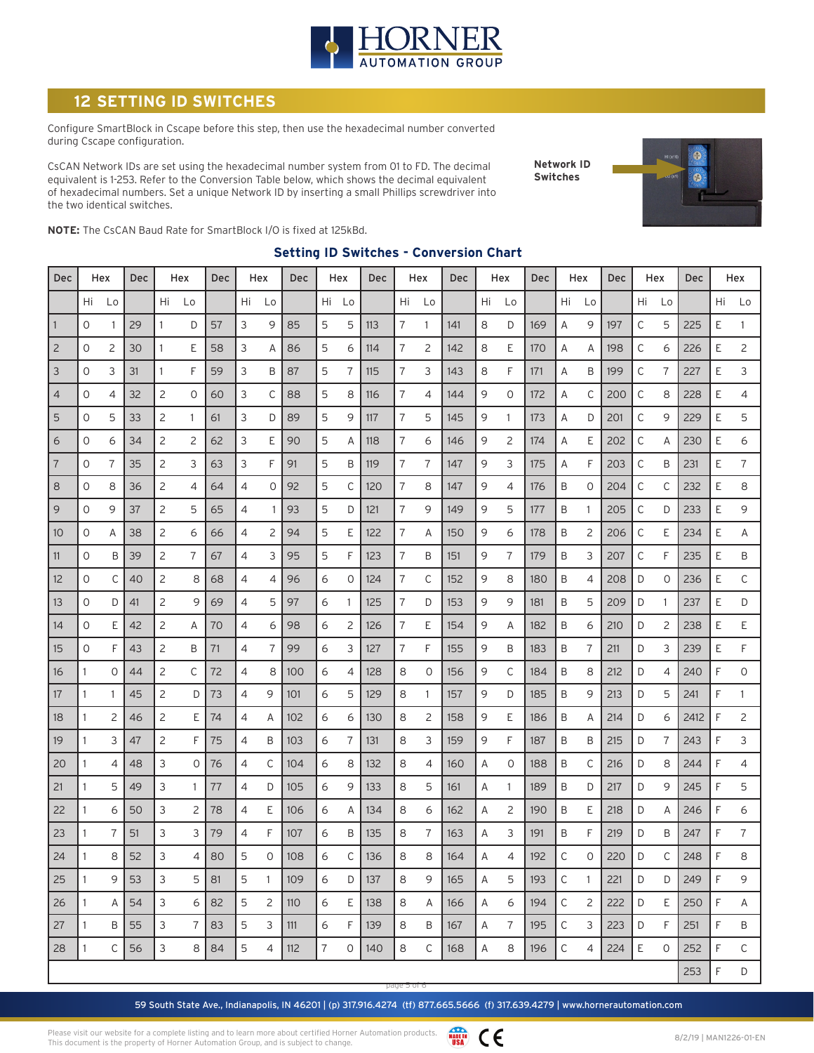## 12 SETTING ID SWITCHES

Configure SmartBlock in Cscape before this step, then use the hexadecimal number converted during Cscape configuration.

CsCAN Network IDs are set using the hexadecimal number system from 01 to FD. The decimal equivalent is 1-253. Refer to the Conversion Table below, which shows the decimal equivalent of hexadecimal numbers. Set a unique Network ID by inserting a small Phillips screwdriver into the two identical switches.

Network ID Switches

**NOTE:** The CsCAN Baud Rate for SmartBlock I/O is fixed at 125kBd.

### Setting ID Switches - Conversion Chart

| Dec | Hex | | Dec | Hex | | Dec | Hex | | Dec | Hex | | Dec | Hex | | Dec | Hex | | Dec | Hex | | Dec | Hex | | Dec | Hex | |
|---|---|---|---|---|---|---|---|---|---|---|---|---|---|---|---|---|---|---|---|---|---|---|---|---|---|---|
| | Hi | Lo | | Hi | Lo | | Hi | Lo | | Hi | Lo | | Hi | Lo | | Hi | Lo | | Hi | Lo | | Hi | Lo | | Hi | Lo |
| 1 | 0 | 1 | 29 | 1 | D | 57 | 3 | 9 | 85 | 5 | 5 | 113 | 7 | 1 | 141 | 8 | D | 169 | A | 9 | 197 | C | 5 | 225 | E | 1 |
| 2 | 0 | 2 | 30 | 1 | E | 58 | 3 | A | 86 | 5 | 6 | 114 | 7 | 2 | 142 | 8 | E | 170 | A | A | 198 | C | 6 | 226 | E | 2 |
| 3 | 0 | 3 | 31 | 1 | F | 59 | 3 | B | 87 | 5 | 7 | 115 | 7 | 3 | 143 | 8 | F | 171 | A | B | 199 | C | 7 | 227 | E | 3 |
| 4 | 0 | 4 | 32 | 2 | 0 | 60 | 3 | C | 88 | 5 | 8 | 116 | 7 | 4 | 144 | 9 | 0 | 172 | A | C | 200 | C | 8 | 228 | E | 4 |
| 5 | 0 | 5 | 33 | 2 | 1 | 61 | 3 | D | 89 | 5 | 9 | 117 | 7 | 5 | 145 | 9 | 1 | 173 | A | D | 201 | C | 9 | 229 | E | 5 |
| 6 | 0 | 6 | 34 | 2 | 2 | 62 | 3 | E | 90 | 5 | A | 118 | 7 | 6 | 146 | 9 | 2 | 174 | A | E | 202 | C | A | 230 | E | 6 |
| 7 | 0 | 7 | 35 | 2 | 3 | 63 | 3 | F | 91 | 5 | B | 119 | 7 | 7 | 147 | 9 | 3 | 175 | A | F | 203 | C | B | 231 | E | 7 |
| 8 | 0 | 8 | 36 | 2 | 4 | 64 | 4 | 0 | 92 | 5 | C | 120 | 7 | 8 | 147 | 9 | 4 | 176 | B | 0 | 204 | C | C | 232 | E | 8 |
| 9 | 0 | 9 | 37 | 2 | 5 | 65 | 4 | 1 | 93 | 5 | D | 121 | 7 | 9 | 149 | 9 | 5 | 177 | B | 1 | 205 | C | D | 233 | E | 9 |
| 10 | 0 | A | 38 | 2 | 6 | 66 | 4 | 2 | 94 | 5 | E | 122 | 7 | A | 150 | 9 | 6 | 178 | B | 2 | 206 | C | E | 234 | E | A |
| 11 | 0 | B | 39 | 2 | 7 | 67 | 4 | 3 | 95 | 5 | F | 123 | 7 | B | 151 | 9 | 7 | 179 | B | 3 | 207 | C | F | 235 | E | B |
| 12 | 0 | C | 40 | 2 | 8 | 68 | 4 | 4 | 96 | 6 | 0 | 124 | 7 | C | 152 | 9 | 8 | 180 | B | 4 | 208 | D | 0 | 236 | E | C |
| 13 | 0 | D | 41 | 2 | 9 | 69 | 4 | 5 | 97 | 6 | 1 | 125 | 7 | D | 153 | 9 | 9 | 181 | B | 5 | 209 | D | 1 | 237 | E | D |
| 14 | 0 | E | 42 | 2 | A | 70 | 4 | 6 | 98 | 6 | 2 | 126 | 7 | E | 154 | 9 | A | 182 | B | 6 | 210 | D | 2 | 238 | E | E |
| 15 | 0 | F | 43 | 2 | B | 71 | 4 | 7 | 99 | 6 | 3 | 127 | 7 | F | 155 | 9 | B | 183 | B | 7 | 211 | D | 3 | 239 | E | F |
| 16 | 1 | 0 | 44 | 2 | C | 72 | 4 | 8 | 100 | 6 | 4 | 128 | 8 | 0 | 156 | 9 | C | 184 | B | 8 | 212 | D | 4 | 240 | F | 0 |
| 17 | 1 | 1 | 45 | 2 | D | 73 | 4 | 9 | 101 | 6 | 5 | 129 | 8 | 1 | 157 | 9 | D | 185 | B | 9 | 213 | D | 5 | 241 | F | 1 |
| 18 | 1 | 2 | 46 | 2 | E | 74 | 4 | A | 102 | 6 | 6 | 130 | 8 | 2 | 158 | 9 | E | 186 | B | A | 214 | D | 6 | 2412 | F | 2 |
| 19 | 1 | 3 | 47 | 2 | F | 75 | 4 | B | 103 | 6 | 7 | 131 | 8 | 3 | 159 | 9 | F | 187 | B | B | 215 | D | 7 | 243 | F | 3 |
| 20 | 1 | 4 | 48 | 3 | 0 | 76 | 4 | C | 104 | 6 | 8 | 132 | 8 | 4 | 160 | A | 0 | 188 | B | C | 216 | D | 8 | 244 | F | 4 |
| 21 | 1 | 5 | 49 | 3 | 1 | 77 | 4 | D | 105 | 6 | 9 | 133 | 8 | 5 | 161 | A | 1 | 189 | B | D | 217 | D | 9 | 245 | F | 5 |
| 22 | 1 | 6 | 50 | 3 | 2 | 78 | 4 | E | 106 | 6 | A | 134 | 8 | 6 | 162 | A | 2 | 190 | B | E | 218 | D | A | 246 | F | 6 |
| 23 | 1 | 7 | 51 | 3 | 3 | 79 | 4 | F | 107 | 6 | B | 135 | 8 | 7 | 163 | A | 3 | 191 | B | F | 219 | D | B | 247 | F | 7 |
| 24 | 1 | 8 | 52 | 3 | 4 | 80 | 5 | 0 | 108 | 6 | C | 136 | 8 | 8 | 164 | A | 4 | 192 | C | 0 | 220 | D | C | 248 | F | 8 |
| 25 | 1 | 9 | 53 | 3 | 5 | 81 | 5 | 1 | 109 | 6 | D | 137 | 8 | 9 | 165 | A | 5 | 193 | C | 1 | 221 | D | D | 249 | F | 9 |
| 26 | 1 | A | 54 | 3 | 6 | 82 | 5 | 2 | 110 | 6 | E | 138 | 8 | A | 166 | A | 6 | 194 | C | 2 | 222 | D | E | 250 | F | A |
| 27 | 1 | B | 55 | 3 | 7 | 83 | 5 | 3 | 111 | 6 | F | 139 | 8 | B | 167 | A | 7 | 195 | C | 3 | 223 | D | F | 251 | F | B |
| 28 | 1 | C | 56 | 3 | 8 | 84 | 5 | 4 | 112 | 7 | 0 | 140 | 8 | C | 168 | A | 8 | 196 | C | 4 | 224 | E | 0 | 252 | F | C |
| | | | | | | | | | | | | | | | | | | | | | | | | 253 | F | D |

59 South State Ave., Indianapolis, IN 46201 | (p) 317.916.4274 (tf) 877.665.5666 (f) 317.639.4279 | www.hornerautomation.com

Please visit our website for a complete listing and to learn more about certified Horner Automation products. This document is the property of Horner Automation Group, and is subject to change.

8/2/19 | MAN1226-01-EN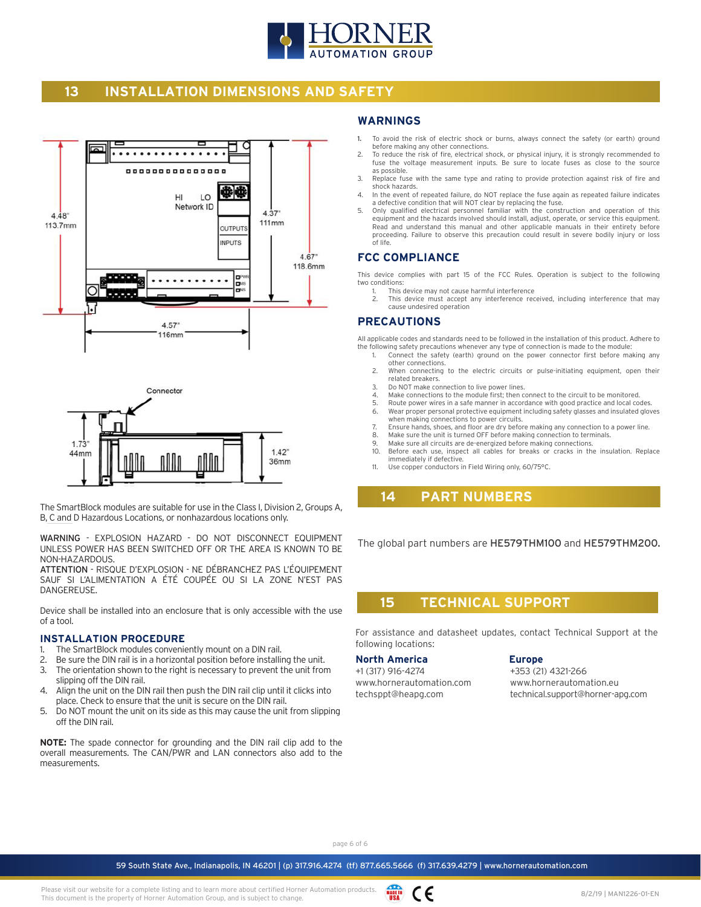## 13 INSTALLATION DIMENSIONS AND SAFETY

4.48"
113.7mm

HI LO
Network ID

OUTPUTS
INPUTS

4.37"
111mm

4.67"
118.6mm

4.57"
116mm

Connector

1.73"
44mm

1.42"
36mm

The SmartBlock modules are suitable for use in the Class I, Division 2, Groups A, B, C and D Hazardous Locations, or nonhazardous locations only.

WARNING - EXPLOSION HAZARD - DO NOT DISCONNECT EQUIPMENT UNLESS POWER HAS BEEN SWITCHED OFF OR THE AREA IS KNOWN TO BE NON-HAZARDOUS.
ATTENTION - RISQUE D'EXPLOSION - NE DÉBRANCHEZ PAS L'ÉQUIPEMENT SAUF SI L'ALIMENTATION A ÉTÉ COUPÉE OU SI LA ZONE N'EST PAS DANGEREUSE.

Device shall be installed into an enclosure that is only accessible with the use of a tool.

### INSTALLATION PROCEDURE

1. The SmartBlock modules conveniently mount on a DIN rail.
2. Be sure the DIN rail is in a horizontal position before installing the unit.
3. The orientation shown to the right is necessary to prevent the unit from slipping off the DIN rail.
4. Align the unit on the DIN rail then push the DIN rail clip until it clicks into place. Check to ensure that the unit is secure on the DIN rail.
5. Do NOT mount the unit on its side as this may cause the unit from slipping off the DIN rail.

**NOTE:** The spade connector for grounding and the DIN rail clip add to the overall measurements. The CAN/PWR and LAN connectors also add to the measurements.

### WARNINGS

1. To avoid the risk of electric shock or burns, always connect the safety (or earth) ground before making any other connections.
2. To reduce the risk of fire, electrical shock, or physical injury, it is strongly recommended to fuse the voltage measurement inputs. Be sure to locate fuses as close to the source as possible.
3. Replace fuse with the same type and rating to provide protection against risk of fire and shock hazards.
4. In the event of repeated failure, do NOT replace the fuse again as repeated failure indicates a defective condition that will NOT clear by replacing the fuse.
5. Only qualified electrical personnel familiar with the construction and operation of this equipment and the hazards involved should install, adjust, operate, or service this equipment. Read and understand this manual and other applicable manuals in their entirety before proceeding. Failure to observe this precaution could result in severe bodily injury or loss of life.

### FCC COMPLIANCE

This device complies with part 15 of the FCC Rules. Operation is subject to the following two conditions:

1. This device may not cause harmful interference
2. This device must accept any interference received, including interference that may cause undesired operation

### PRECAUTIONS

All applicable codes and standards need to be followed in the installation of this product. Adhere to the following safety precautions whenever any type of connection is made to the module:

1. Connect the safety (earth) ground on the power connector first before making any other connections.
2. When connecting to the electric circuits or pulse-initiating equipment, open their related breakers.
3. Do NOT make connection to live power lines.
4. Make connections to the module first; then connect to the circuit to be monitored.
5. Route power wires in a safe manner in accordance with good practice and local codes.
6. Wear proper personal protective equipment including safety glasses and insulated gloves when making connections to power circuits.
7. Ensure hands, shoes, and floor are dry before making any connection to a power line.
8. Make sure the unit is turned OFF before making connection to terminals.
9. Make sure all circuits are de-energized before making connections.
10. Before each use, inspect all cables for breaks or cracks in the insulation. Replace immediately if defective.
11. Use copper conductors in Field Wiring only, 60/75°C.

## 14 PART NUMBERS

The global part numbers are HE579THM100 and HE579THM200.

## 15 TECHNICAL SUPPORT

For assistance and datasheet updates, contact Technical Support at the following locations:

**North America**
+1 (317) 916-4274
www.hornerautomation.com
techsppt@heapg.com

**Europe**
+353 (21) 4321-266
www.hornerautomation.eu
technical.support@horner-apg.com